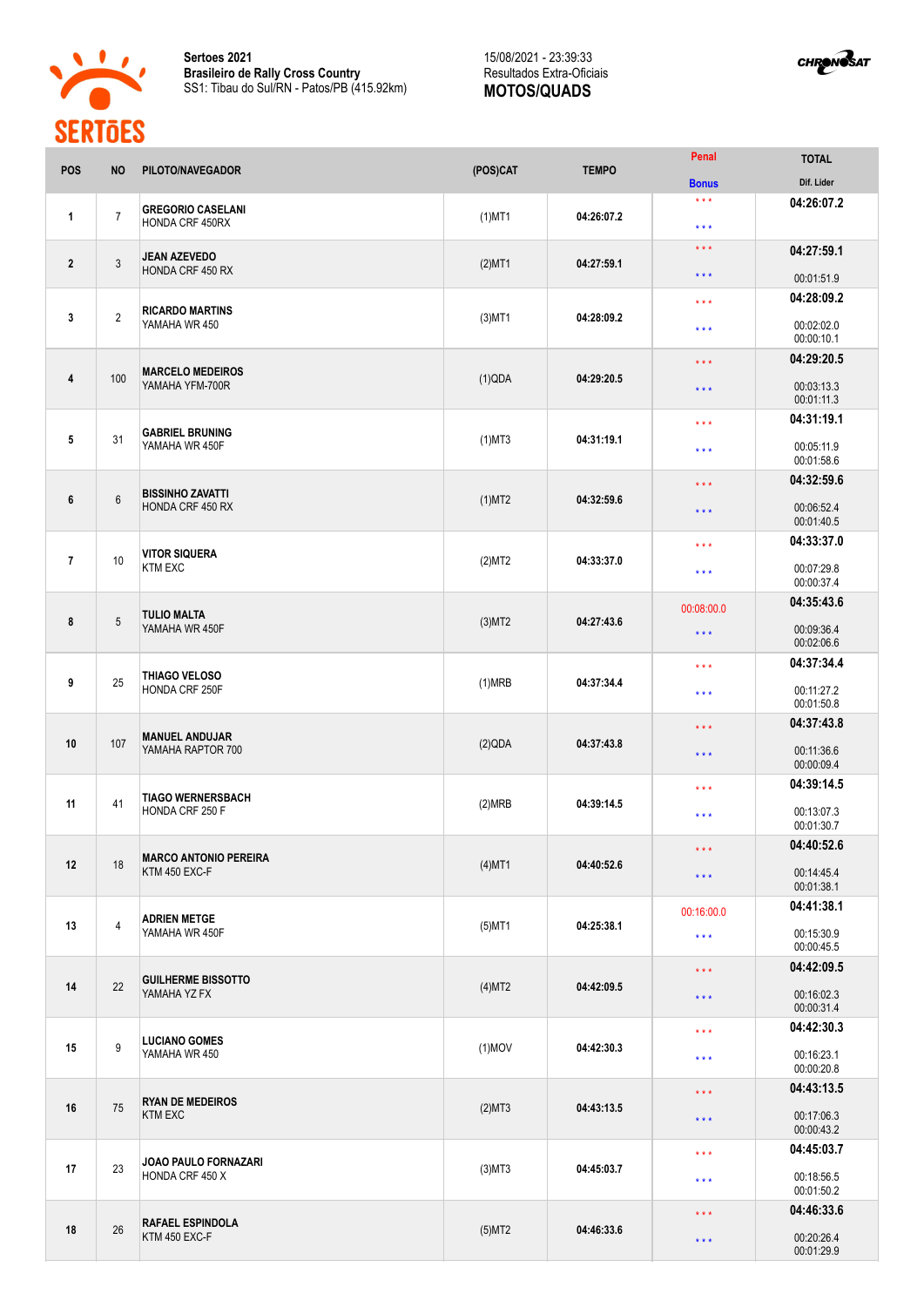**Sertoes 2021**
**Brasileiro de Rally Cross Country**
SS1: Tibau do Sul/RN - Patos/PB (415.92km)

15/08/2021 - 23:39:33
Resultados Extra-Oficiais
**MOTOS/QUADS**

| POS | NO | PILOTO/NAVEGADOR | (POS)CAT | TEMPO | Penal / Bonus | TOTAL / Dif. Lider |
|---|---|---|---|---|---|---|
| 1 | 7 | **GREGORIO CASELANI** HONDA CRF 450RX | (1)MT1 | 04:26:07.2 | \*\*\* / \*\*\* | **04:26:07.2** |
| 2 | 3 | **JEAN AZEVEDO** HONDA CRF 450 RX | (2)MT1 | 04:27:59.1 | \*\*\* / \*\*\* | **04:27:59.1** 00:01:51.9 |
| 3 | 2 | **RICARDO MARTINS** YAMAHA WR 450 | (3)MT1 | 04:28:09.2 | \*\*\* / \*\*\* | **04:28:09.2** 00:02:02.0 00:00:10.1 |
| 4 | 100 | **MARCELO MEDEIROS** YAMAHA YFM-700R | (1)QDA | 04:29:20.5 | \*\*\* / \*\*\* | **04:29:20.5** 00:03:13.3 00:01:11.3 |
| 5 | 31 | **GABRIEL BRUNING** YAMAHA WR 450F | (1)MT3 | 04:31:19.1 | \*\*\* / \*\*\* | **04:31:19.1** 00:05:11.9 00:01:58.6 |
| 6 | 6 | **BISSINHO ZAVATTI** HONDA CRF 450 RX | (1)MT2 | 04:32:59.6 | \*\*\* / \*\*\* | **04:32:59.6** 00:06:52.4 00:01:40.5 |
| 7 | 10 | **VITOR SIQUERA** KTM EXC | (2)MT2 | 04:33:37.0 | \*\*\* / \*\*\* | **04:33:37.0** 00:07:29.8 00:00:37.4 |
| 8 | 5 | **TULIO MALTA** YAMAHA WR 450F | (3)MT2 | 04:27:43.6 | 00:08:00.0 / \*\*\* | **04:35:43.6** 00:09:36.4 00:02:06.6 |
| 9 | 25 | **THIAGO VELOSO** HONDA CRF 250F | (1)MRB | 04:37:34.4 | \*\*\* / \*\*\* | **04:37:34.4** 00:11:27.2 00:01:50.8 |
| 10 | 107 | **MANUEL ANDUJAR** YAMAHA RAPTOR 700 | (2)QDA | 04:37:43.8 | \*\*\* / \*\*\* | **04:37:43.8** 00:11:36.6 00:00:09.4 |
| 11 | 41 | **TIAGO WERNERSBACH** HONDA CRF 250 F | (2)MRB | 04:39:14.5 | \*\*\* / \*\*\* | **04:39:14.5** 00:13:07.3 00:01:30.7 |
| 12 | 18 | **MARCO ANTONIO PEREIRA** KTM 450 EXC-F | (4)MT1 | 04:40:52.6 | \*\*\* / \*\*\* | **04:40:52.6** 00:14:45.4 00:01:38.1 |
| 13 | 4 | **ADRIEN METGE** YAMAHA WR 450F | (5)MT1 | 04:25:38.1 | 00:16:00.0 / \*\*\* | **04:41:38.1** 00:15:30.9 00:00:45.5 |
| 14 | 22 | **GUILHERME BISSOTTO** YAMAHA YZ FX | (4)MT2 | 04:42:09.5 | \*\*\* / \*\*\* | **04:42:09.5** 00:16:02.3 00:00:31.4 |
| 15 | 9 | **LUCIANO GOMES** YAMAHA WR 450 | (1)MOV | 04:42:30.3 | \*\*\* / \*\*\* | **04:42:30.3** 00:16:23.1 00:00:20.8 |
| 16 | 75 | **RYAN DE MEDEIROS** KTM EXC | (2)MT3 | 04:43:13.5 | \*\*\* / \*\*\* | **04:43:13.5** 00:17:06.3 00:00:43.2 |
| 17 | 23 | **JOAO PAULO FORNAZARI** HONDA CRF 450 X | (3)MT3 | 04:45:03.7 | \*\*\* / \*\*\* | **04:45:03.7** 00:18:56.5 00:01:50.2 |
| 18 | 26 | **RAFAEL ESPINDOLA** KTM 450 EXC-F | (5)MT2 | 04:46:33.6 | \*\*\* / \*\*\* | **04:46:33.6** 00:20:26.4 00:01:29.9 |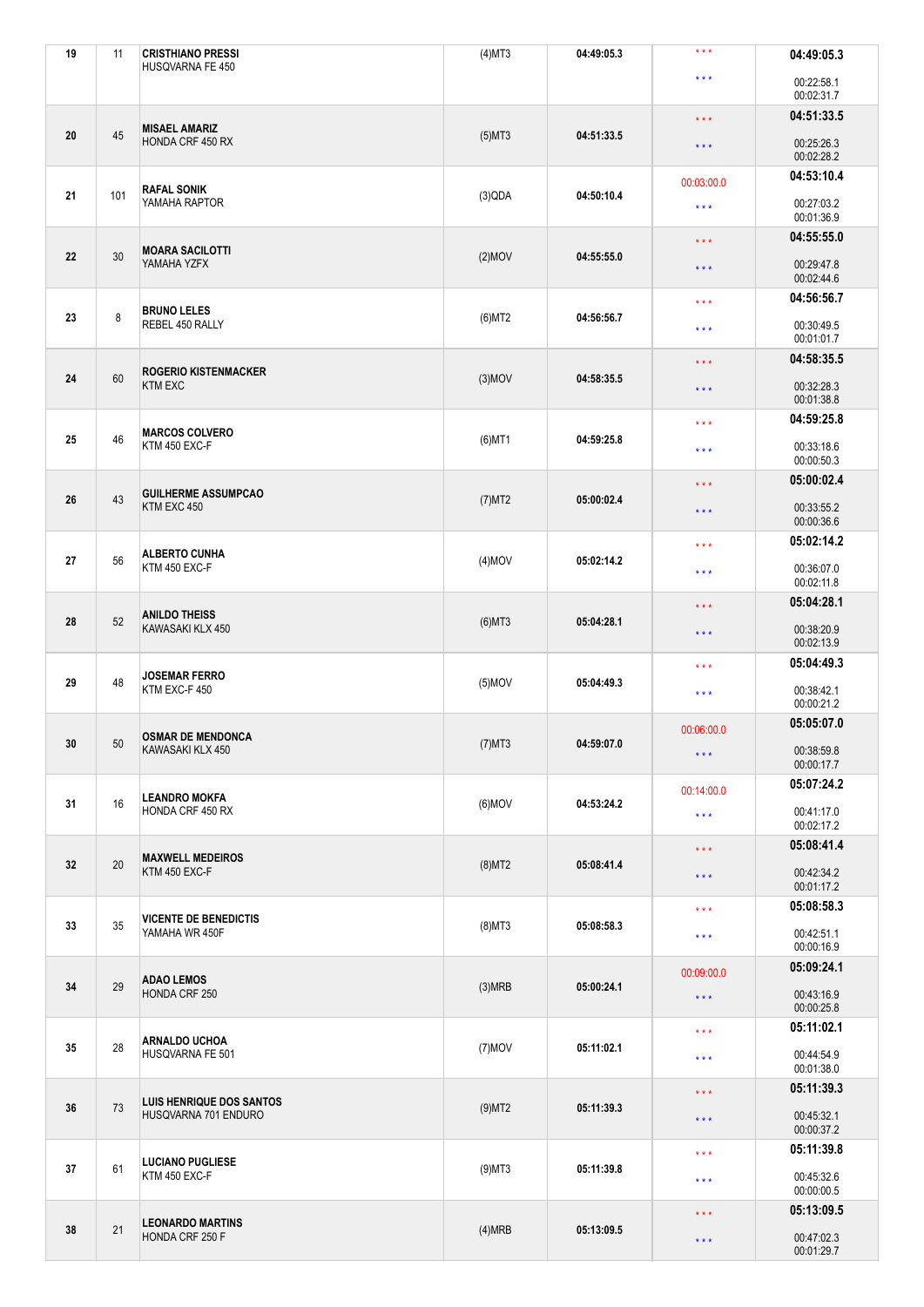| | | | | | | |
|---|---|---|---|---|---|---|
| 19 | 11 | **CRISTHIANO PRESSI**<br>HUSQVARNA FE 450 | (4)MT3 | 04:49:05.3 | * * *<br>* * * | **04:49:05.3**<br>00:22:58.1<br>00:02:31.7 |
| 20 | 45 | **MISAEL AMARIZ**<br>HONDA CRF 450 RX | (5)MT3 | 04:51:33.5 | * * *<br>* * * | **04:51:33.5**<br>00:25:26.3<br>00:02:28.2 |
| 21 | 101 | **RAFAL SONIK**<br>YAMAHA RAPTOR | (3)QDA | 04:50:10.4 | 00:03:00.0<br>* * * | **04:53:10.4**<br>00:27:03.2<br>00:01:36.9 |
| 22 | 30 | **MOARA SACILOTTI**<br>YAMAHA YZFX | (2)MOV | 04:55:55.0 | * * *<br>* * * | **04:55:55.0**<br>00:29:47.8<br>00:02:44.6 |
| 23 | 8 | **BRUNO LELES**<br>REBEL 450 RALLY | (6)MT2 | 04:56:56.7 | * * *<br>* * * | **04:56:56.7**<br>00:30:49.5<br>00:01:01.7 |
| 24 | 60 | **ROGERIO KISTENMACKER**<br>KTM EXC | (3)MOV | 04:58:35.5 | * * *<br>* * * | **04:58:35.5**<br>00:32:28.3<br>00:01:38.8 |
| 25 | 46 | **MARCOS COLVERO**<br>KTM 450 EXC-F | (6)MT1 | 04:59:25.8 | * * *<br>* * * | **04:59:25.8**<br>00:33:18.6<br>00:00:50.3 |
| 26 | 43 | **GUILHERME ASSUMPCAO**<br>KTM EXC 450 | (7)MT2 | 05:00:02.4 | * * *<br>* * * | **05:00:02.4**<br>00:33:55.2<br>00:00:36.6 |
| 27 | 56 | **ALBERTO CUNHA**<br>KTM 450 EXC-F | (4)MOV | 05:02:14.2 | * * *<br>* * * | **05:02:14.2**<br>00:36:07.0<br>00:02:11.8 |
| 28 | 52 | **ANILDO THEISS**<br>KAWASAKI KLX 450 | (6)MT3 | 05:04:28.1 | * * *<br>* * * | **05:04:28.1**<br>00:38:20.9<br>00:02:13.9 |
| 29 | 48 | **JOSEMAR FERRO**<br>KTM EXC-F 450 | (5)MOV | 05:04:49.3 | * * *<br>* * * | **05:04:49.3**<br>00:38:42.1<br>00:00:21.2 |
| 30 | 50 | **OSMAR DE MENDONCA**<br>KAWASAKI KLX 450 | (7)MT3 | 04:59:07.0 | 00:06:00.0<br>* * * | **05:05:07.0**<br>00:38:59.8<br>00:00:17.7 |
| 31 | 16 | **LEANDRO MOKFA**<br>HONDA CRF 450 RX | (6)MOV | 04:53:24.2 | 00:14:00.0<br>* * * | **05:07:24.2**<br>00:41:17.0<br>00:02:17.2 |
| 32 | 20 | **MAXWELL MEDEIROS**<br>KTM 450 EXC-F | (8)MT2 | 05:08:41.4 | * * *<br>* * * | **05:08:41.4**<br>00:42:34.2<br>00:01:17.2 |
| 33 | 35 | **VICENTE DE BENEDICTIS**<br>YAMAHA WR 450F | (8)MT3 | 05:08:58.3 | * * *<br>* * * | **05:08:58.3**<br>00:42:51.1<br>00:00:16.9 |
| 34 | 29 | **ADAO LEMOS**<br>HONDA CRF 250 | (3)MRB | 05:00:24.1 | 00:09:00.0<br>* * * | **05:09:24.1**<br>00:43:16.9<br>00:00:25.8 |
| 35 | 28 | **ARNALDO UCHOA**<br>HUSQVARNA FE 501 | (7)MOV | 05:11:02.1 | * * *<br>* * * | **05:11:02.1**<br>00:44:54.9<br>00:01:38.0 |
| 36 | 73 | **LUIS HENRIQUE DOS SANTOS**<br>HUSQVARNA 701 ENDURO | (9)MT2 | 05:11:39.3 | * * *<br>* * * | **05:11:39.3**<br>00:45:32.1<br>00:00:37.2 |
| 37 | 61 | **LUCIANO PUGLIESE**<br>KTM 450 EXC-F | (9)MT3 | 05:11:39.8 | * * *<br>* * * | **05:11:39.8**<br>00:45:32.6<br>00:00:00.5 |
| 38 | 21 | **LEONARDO MARTINS**<br>HONDA CRF 250 F | (4)MRB | 05:13:09.5 | * * *<br>* * * | **05:13:09.5**<br>00:47:02.3<br>00:01:29.7 |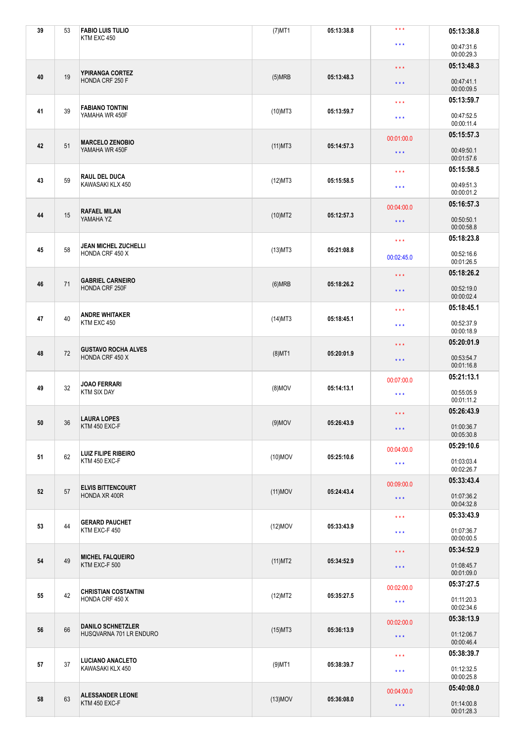| | | | | | | |
|---|---|---|---|---|---|---|
| 39 | 53 | **FABIO LUIS TULIO**<br>KTM EXC 450 | (7)MT1 | **05:13:38.8** | \* \* \*<br>\* \* \* | **05:13:38.8**<br>00:47:31.6<br>00:00:29.3 |
| 40 | 19 | **YPIRANGA CORTEZ**<br>HONDA CRF 250 F | (5)MRB | **05:13:48.3** | \* \* \*<br>\* \* \* | **05:13:48.3**<br>00:47:41.1<br>00:00:09.5 |
| 41 | 39 | **FABIANO TONTINI**<br>YAMAHA WR 450F | (10)MT3 | **05:13:59.7** | \* \* \*<br>\* \* \* | **05:13:59.7**<br>00:47:52.5<br>00:00:11.4 |
| 42 | 51 | **MARCELO ZENOBIO**<br>YAMAHA WR 450F | (11)MT3 | **05:14:57.3** | 00:01:00.0<br>\* \* \* | **05:15:57.3**<br>00:49:50.1<br>00:01:57.6 |
| 43 | 59 | **RAUL DEL DUCA**<br>KAWASAKI KLX 450 | (12)MT3 | **05:15:58.5** | \* \* \*<br>\* \* \* | **05:15:58.5**<br>00:49:51.3<br>00:00:01.2 |
| 44 | 15 | **RAFAEL MILAN**<br>YAMAHA YZ | (10)MT2 | **05:12:57.3** | 00:04:00.0<br>\* \* \* | **05:16:57.3**<br>00:50:50.1<br>00:00:58.8 |
| 45 | 58 | **JEAN MICHEL ZUCHELLI**<br>HONDA CRF 450 X | (13)MT3 | **05:21:08.8** | \* \* \*<br>00:02:45.0 | **05:18:23.8**<br>00:52:16.6<br>00:01:26.5 |
| 46 | 71 | **GABRIEL CARNEIRO**<br>HONDA CRF 250F | (6)MRB | **05:18:26.2** | \* \* \*<br>\* \* \* | **05:18:26.2**<br>00:52:19.0<br>00:00:02.4 |
| 47 | 40 | **ANDRE WHITAKER**<br>KTM EXC 450 | (14)MT3 | **05:18:45.1** | \* \* \*<br>\* \* \* | **05:18:45.1**<br>00:52:37.9<br>00:00:18.9 |
| 48 | 72 | **GUSTAVO ROCHA ALVES**<br>HONDA CRF 450 X | (8)MT1 | **05:20:01.9** | \* \* \*<br>\* \* \* | **05:20:01.9**<br>00:53:54.7<br>00:01:16.8 |
| 49 | 32 | **JOAO FERRARI**<br>KTM SIX DAY | (8)MOV | **05:14:13.1** | 00:07:00.0<br>\* \* \* | **05:21:13.1**<br>00:55:05.9<br>00:01:11.2 |
| 50 | 36 | **LAURA LOPES**<br>KTM 450 EXC-F | (9)MOV | **05:26:43.9** | \* \* \*<br>\* \* \* | **05:26:43.9**<br>01:00:36.7<br>00:05:30.8 |
| 51 | 62 | **LUIZ FILIPE RIBEIRO**<br>KTM 450 EXC-F | (10)MOV | **05:25:10.6** | 00:04:00.0<br>\* \* \* | **05:29:10.6**<br>01:03:03.4<br>00:02:26.7 |
| 52 | 57 | **ELVIS BITTENCOURT**<br>HONDA XR 400R | (11)MOV | **05:24:43.4** | 00:09:00.0<br>\* \* \* | **05:33:43.4**<br>01:07:36.2<br>00:04:32.8 |
| 53 | 44 | **GERARD PAUCHET**<br>KTM EXC-F 450 | (12)MOV | **05:33:43.9** | \* \* \*<br>\* \* \* | **05:33:43.9**<br>01:07:36.7<br>00:00:00.5 |
| 54 | 49 | **MICHEL FALQUEIRO**<br>KTM EXC-F 500 | (11)MT2 | **05:34:52.9** | \* \* \*<br>\* \* \* | **05:34:52.9**<br>01:08:45.7<br>00:01:09.0 |
| 55 | 42 | **CHRISTIAN COSTANTINI**<br>HONDA CRF 450 X | (12)MT2 | **05:35:27.5** | 00:02:00.0<br>\* \* \* | **05:37:27.5**<br>01:11:20.3<br>00:02:34.6 |
| 56 | 66 | **DANILO SCHNETZLER**<br>HUSQVARNA 701 LR ENDURO | (15)MT3 | **05:36:13.9** | 00:02:00.0<br>\* \* \* | **05:38:13.9**<br>01:12:06.7<br>00:00:46.4 |
| 57 | 37 | **LUCIANO ANACLETO**<br>KAWASAKI KLX 450 | (9)MT1 | **05:38:39.7** | \* \* \*<br>\* \* \* | **05:38:39.7**<br>01:12:32.5<br>00:00:25.8 |
| 58 | 63 | **ALESSANDER LEONE**<br>KTM 450 EXC-F | (13)MOV | **05:36:08.0** | 00:04:00.0<br>\* \* \* | **05:40:08.0**<br>01:14:00.8<br>00:01:28.3 |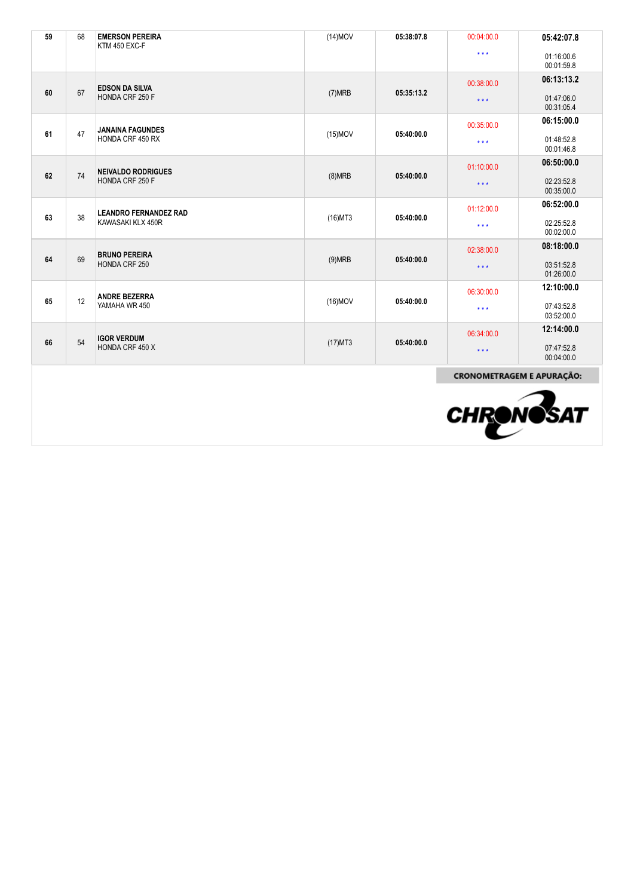| | | | | | | |
|---|---|---|---|---|---|---|
| 59 | 68 | **EMERSON PEREIRA**<br>KTM 450 EXC-F | (14)MOV | 05:38:07.8 | 00:04:00.0<br>* * * | **05:42:07.8**<br>01:16:00.6<br>00:01:59.8 |
| 60 | 67 | **EDSON DA SILVA**<br>HONDA CRF 250 F | (7)MRB | 05:35:13.2 | 00:38:00.0<br>* * * | **06:13:13.2**<br>01:47:06.0<br>00:31:05.4 |
| 61 | 47 | **JANAINA FAGUNDES**<br>HONDA CRF 450 RX | (15)MOV | 05:40:00.0 | 00:35:00.0<br>* * * | **06:15:00.0**<br>01:48:52.8<br>00:01:46.8 |
| 62 | 74 | **NEIVALDO RODRIGUES**<br>HONDA CRF 250 F | (8)MRB | 05:40:00.0 | 01:10:00.0<br>* * * | **06:50:00.0**<br>02:23:52.8<br>00:35:00.0 |
| 63 | 38 | **LEANDRO FERNANDEZ RAD**<br>KAWASAKI KLX 450R | (16)MT3 | 05:40:00.0 | 01:12:00.0<br>* * * | **06:52:00.0**<br>02:25:52.8<br>00:02:00.0 |
| 64 | 69 | **BRUNO PEREIRA**<br>HONDA CRF 250 | (9)MRB | 05:40:00.0 | 02:38:00.0<br>* * * | **08:18:00.0**<br>03:51:52.8<br>01:26:00.0 |
| 65 | 12 | **ANDRE BEZERRA**<br>YAMAHA WR 450 | (16)MOV | 05:40:00.0 | 06:30:00.0<br>* * * | **12:10:00.0**<br>07:43:52.8<br>03:52:00.0 |
| 66 | 54 | **IGOR VERDUM**<br>HONDA CRF 450 X | (17)MT3 | 05:40:00.0 | 06:34:00.0<br>* * * | **12:14:00.0**<br>07:47:52.8<br>00:04:00.0 |

**CRONOMETRAGEM E APURAÇÃO:**

CHRONOSAT